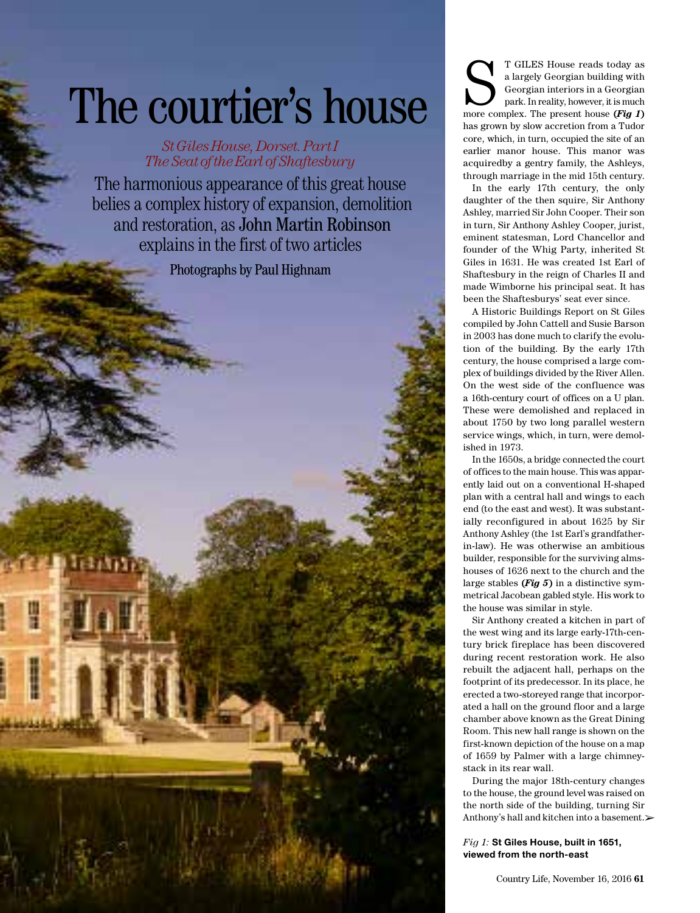# The courtier's house

*St Giles House, Dorset. Part I*
*The Seat of the Earl of Shaftesbury*

The harmonious appearance of this great house belies a complex history of expansion, demolition and restoration, as **John Martin Robinson** explains in the first of two articles

Photographs by Paul Highnam

ST GILES House reads today as a largely Georgian building with Georgian interiors in a Georgian park. In reality, however, it is much more complex. The present house (***Fig 1***) has grown by slow accretion from a Tudor core, which, in turn, occupied the site of an earlier manor house. This manor was acquiredby a gentry family, the Ashleys, through marriage in the mid 15th century.

In the early 17th century, the only daughter of the then squire, Sir Anthony Ashley, married Sir John Cooper. Their son in turn, Sir Anthony Ashley Cooper, jurist, eminent statesman, Lord Chancellor and founder of the Whig Party, inherited St Giles in 1631. He was created 1st Earl of Shaftesbury in the reign of Charles II and made Wimborne his principal seat. It has been the Shaftesburys' seat ever since.

A Historic Buildings Report on St Giles compiled by John Cattell and Susie Barson in 2003 has done much to clarify the evolution of the building. By the early 17th century, the house comprised a large complex of buildings divided by the River Allen. On the west side of the confluence was a 16th-century court of offices on a U plan. These were demolished and replaced in about 1750 by two long parallel western service wings, which, in turn, were demolished in 1973.

In the 1650s, a bridge connected the court of offices to the main house. This was apparently laid out on a conventional H-shaped plan with a central hall and wings to each end (to the east and west). It was substantially reconfigured in about 1625 by Sir Anthony Ashley (the 1st Earl's grandfather-in-law). He was otherwise an ambitious builder, responsible for the surviving almshouses of 1626 next to the church and the large stables (***Fig 5***) in a distinctive symmetrical Jacobean gabled style. His work to the house was similar in style.

Sir Anthony created a kitchen in part of the west wing and its large early-17th-century brick fireplace has been discovered during recent restoration work. He also rebuilt the adjacent hall, perhaps on the footprint of its predecessor. In its place, he erected a two-storeyed range that incorporated a hall on the ground floor and a large chamber above known as the Great Dining Room. This new hall range is shown on the first-known depiction of the house on a map of 1659 by Palmer with a large chimney-stack in its rear wall.

During the major 18th-century changes to the house, the ground level was raised on the north side of the building, turning Sir Anthony's hall and kitchen into a basement.➢

*Fig 1:* **St Giles House, built in 1651, viewed from the north-east**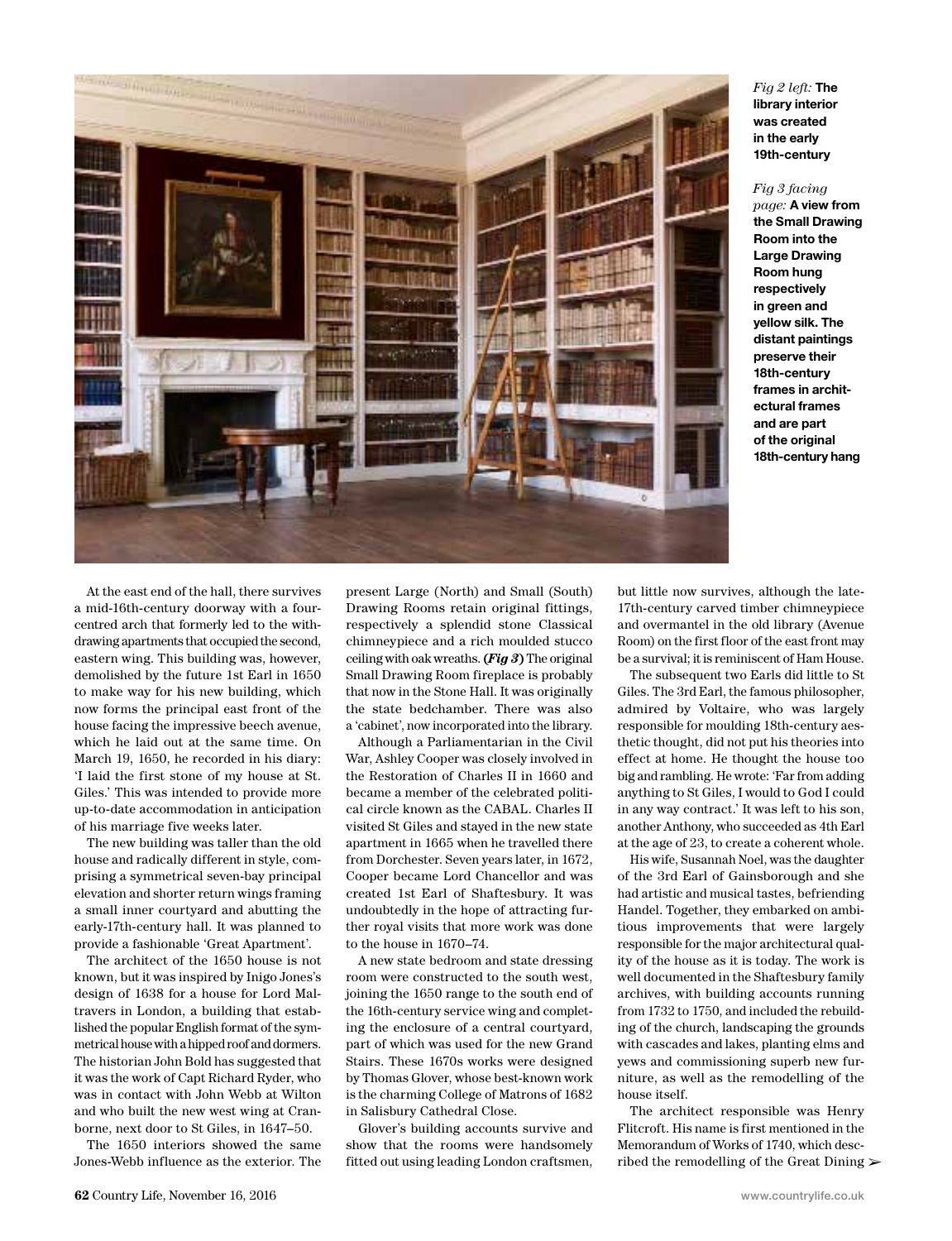*Fig 2 left:* **The library interior was created in the early 19th-century**

*Fig 3 facing page:* **A view from the Small Drawing Room into the Large Drawing Room hung respectively in green and yellow silk. The distant paintings preserve their 18th-century frames in architectural frames and are part of the original 18th-century hang**

At the east end of the hall, there survives a mid-16th-century doorway with a four-centred arch that formerly led to the withdrawing apartments that occupied the second, eastern wing. This building was, however, demolished by the future 1st Earl in 1650 to make way for his new building, which now forms the principal east front of the house facing the impressive beech avenue, which he laid out at the same time. On March 19, 1650, he recorded in his diary: 'I laid the first stone of my house at St. Giles.' This was intended to provide more up-to-date accommodation in anticipation of his marriage five weeks later.

The new building was taller than the old house and radically different in style, comprising a symmetrical seven-bay principal elevation and shorter return wings framing a small inner courtyard and abutting the early-17th-century hall. It was planned to provide a fashionable 'Great Apartment'.

The architect of the 1650 house is not known, but it was inspired by Inigo Jones's design of 1638 for a house for Lord Maltravers in London, a building that established the popular English format of the symmetrical house with a hipped roof and dormers. The historian John Bold has suggested that it was the work of Capt Richard Ryder, who was in contact with John Webb at Wilton and who built the new west wing at Cranborne, next door to St Giles, in 1647–50.

The 1650 interiors showed the same Jones-Webb influence as the exterior. The present Large (North) and Small (South) Drawing Rooms retain original fittings, respectively a splendid stone Classical chimneypiece and a rich moulded stucco ceiling with oak wreaths. ***(Fig 3)*** The original Small Drawing Room fireplace is probably that now in the Stone Hall. It was originally the state bedchamber. There was also a 'cabinet', now incorporated into the library.

Although a Parliamentarian in the Civil War, Ashley Cooper was closely involved in the Restoration of Charles II in 1660 and became a member of the celebrated political circle known as the CABAL. Charles II visited St Giles and stayed in the new state apartment in 1665 when he travelled there from Dorchester. Seven years later, in 1672, Cooper became Lord Chancellor and was created 1st Earl of Shaftesbury. It was undoubtedly in the hope of attracting further royal visits that more work was done to the house in 1670–74.

A new state bedroom and state dressing room were constructed to the south west, joining the 1650 range to the south end of the 16th-century service wing and completing the enclosure of a central courtyard, part of which was used for the new Grand Stairs. These 1670s works were designed by Thomas Glover, whose best-known work is the charming College of Matrons of 1682 in Salisbury Cathedral Close.

Glover's building accounts survive and show that the rooms were handsomely fitted out using leading London craftsmen, but little now survives, although the late-17th-century carved timber chimneypiece and overmantel in the old library (Avenue Room) on the first floor of the east front may be a survival; it is reminiscent of Ham House.

The subsequent two Earls did little to St Giles. The 3rd Earl, the famous philosopher, admired by Voltaire, who was largely responsible for moulding 18th-century aesthetic thought, did not put his theories into effect at home. He thought the house too big and rambling. He wrote: 'Far from adding anything to St Giles, I would to God I could in any way contract.' It was left to his son, another Anthony, who succeeded as 4th Earl at the age of 23, to create a coherent whole.

His wife, Susannah Noel, was the daughter of the 3rd Earl of Gainsborough and she had artistic and musical tastes, befriending Handel. Together, they embarked on ambitious improvements that were largely responsible for the major architectural quality of the house as it is today. The work is well documented in the Shaftesbury family archives, with building accounts running from 1732 to 1750, and included the rebuilding of the church, landscaping the grounds with cascades and lakes, planting elms and yews and commissioning superb new furniture, as well as the remodelling of the house itself.

The architect responsible was Henry Flitcroft. His name is first mentioned in the Memorandum of Works of 1740, which described the remodelling of the Great Dining ➢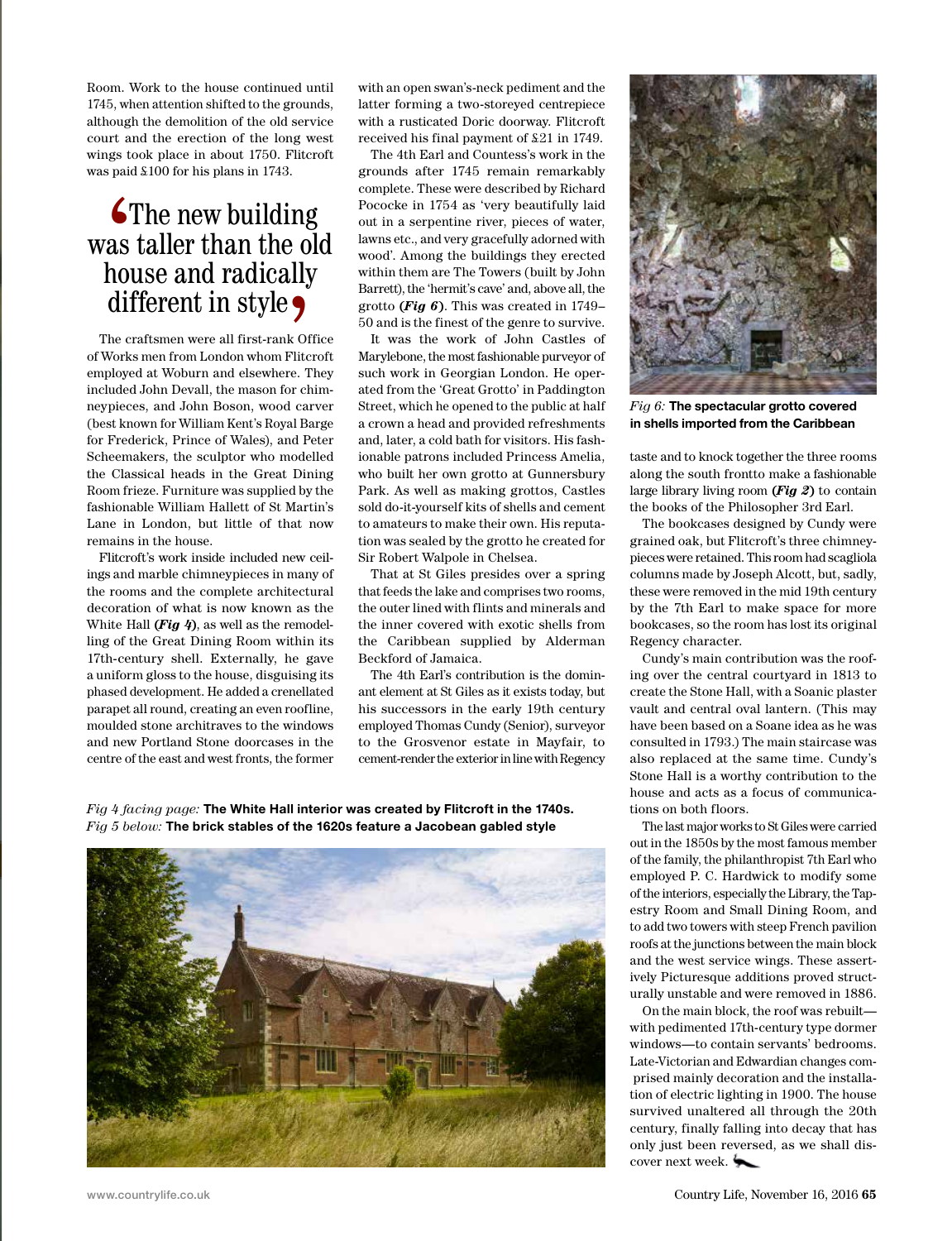Room. Work to the house continued until 1745, when attention shifted to the grounds, although the demolition of the old service court and the erection of the long west wings took place in about 1750. Flitcroft was paid £100 for his plans in 1743.

> 'The new building was taller than the old house and radically different in style'

The craftsmen were all first-rank Office of Works men from London whom Flitcroft employed at Woburn and elsewhere. They included John Devall, the mason for chimneypieces, and John Boson, wood carver (best known for William Kent's Royal Barge for Frederick, Prince of Wales), and Peter Scheemakers, the sculptor who modelled the Classical heads in the Great Dining Room frieze. Furniture was supplied by the fashionable William Hallett of St Martin's Lane in London, but little of that now remains in the house.

Flitcroft's work inside included new ceilings and marble chimneypieces in many of the rooms and the complete architectural decoration of what is now known as the White Hall (***Fig 4***), as well as the remodelling of the Great Dining Room within its 17th-century shell. Externally, he gave a uniform gloss to the house, disguising its phased development. He added a crenellated parapet all round, creating an even roofline, moulded stone architraves to the windows and new Portland Stone doorcases in the centre of the east and west fronts, the former with an open swan's-neck pediment and the latter forming a two-storeyed centrepiece with a rusticated Doric doorway. Flitcroft received his final payment of £21 in 1749.

The 4th Earl and Countess's work in the grounds after 1745 remain remarkably complete. These were described by Richard Pococke in 1754 as 'very beautifully laid out in a serpentine river, pieces of water, lawns etc., and very gracefully adorned with wood'. Among the buildings they erected within them are The Towers (built by John Barrett), the 'hermit's cave' and, above all, the grotto (***Fig 6***). This was created in 1749–50 and is the finest of the genre to survive.

It was the work of John Castles of Marylebone, the most fashionable purveyor of such work in Georgian London. He operated from the 'Great Grotto' in Paddington Street, which he opened to the public at half a crown a head and provided refreshments and, later, a cold bath for visitors. His fashionable patrons included Princess Amelia, who built her own grotto at Gunnersbury Park. As well as making grottos, Castles sold do-it-yourself kits of shells and cement to amateurs to make their own. His reputation was sealed by the grotto he created for Sir Robert Walpole in Chelsea.

That at St Giles presides over a spring that feeds the lake and comprises two rooms, the outer lined with flints and minerals and the inner covered with exotic shells from the Caribbean supplied by Alderman Beckford of Jamaica.

The 4th Earl's contribution is the dominant element at St Giles as it exists today, but his successors in the early 19th century employed Thomas Cundy (Senior), surveyor to the Grosvenor estate in Mayfair, to cement-render the exterior in line with Regency taste and to knock together the three rooms along the south frontto make a fashionable large library living room (***Fig 2***) to contain the books of the Philosopher 3rd Earl.

*Fig 6:* **The spectacular grotto covered in shells imported from the Caribbean**

The bookcases designed by Cundy were grained oak, but Flitcroft's three chimneypieces were retained. This room had scagliola columns made by Joseph Alcott, but, sadly, these were removed in the mid 19th century by the 7th Earl to make space for more bookcases, so the room has lost its original Regency character.

Cundy's main contribution was the roofing over the central courtyard in 1813 to create the Stone Hall, with a Soanic plaster vault and central oval lantern. (This may have been based on a Soane idea as he was consulted in 1793.) The main staircase was also replaced at the same time. Cundy's Stone Hall is a worthy contribution to the house and acts as a focus of communications on both floors.

The last major works to St Giles were carried out in the 1850s by the most famous member of the family, the philanthropist 7th Earl who employed P. C. Hardwick to modify some of the interiors, especially the Library, the Tapestry Room and Small Dining Room, and to add two towers with steep French pavilion roofs at the junctions between the main block and the west service wings. These assertively Picturesque additions proved structurally unstable and were removed in 1886.

On the main block, the roof was rebuilt—with pedimented 17th-century type dormer windows—to contain servants' bedrooms. Late-Victorian and Edwardian changes comprised mainly decoration and the installation of electric lighting in 1900. The house survived unaltered all through the 20th century, finally falling into decay that has only just been reversed, as we shall discover next week.

*Fig 4 facing page:* **The White Hall interior was created by Flitcroft in the 1740s.**
*Fig 5 below:* **The brick stables of the 1620s feature a Jacobean gabled style**